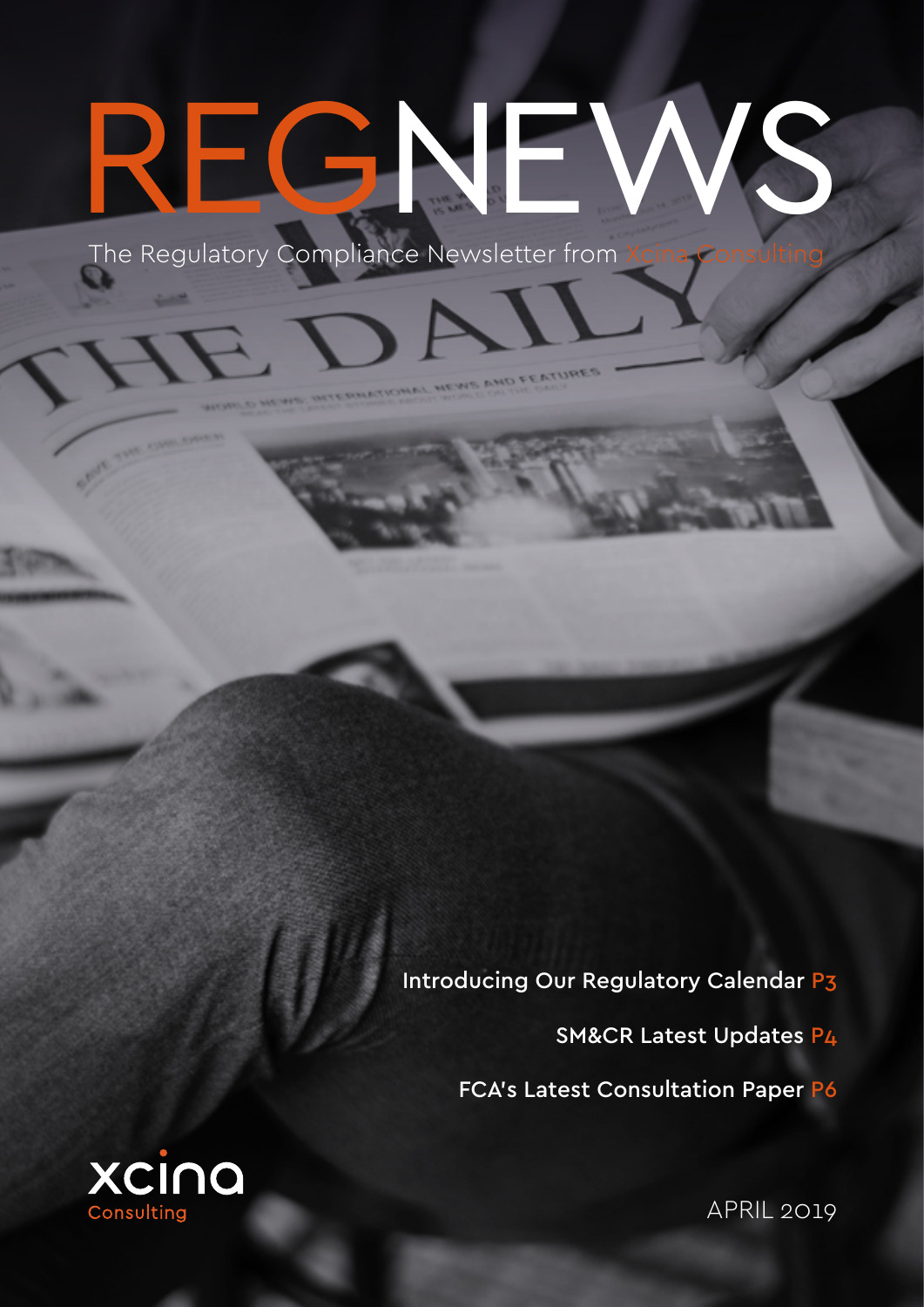# REGNEWS

The Regulatory Compliance Newsletter from Xcina Consulting

Introducing Our Regulatory Calendar P3

SM&CR Latest Updates P4

FCA's Latest Consultation Paper P6

xcina Consulting

APRIL 2019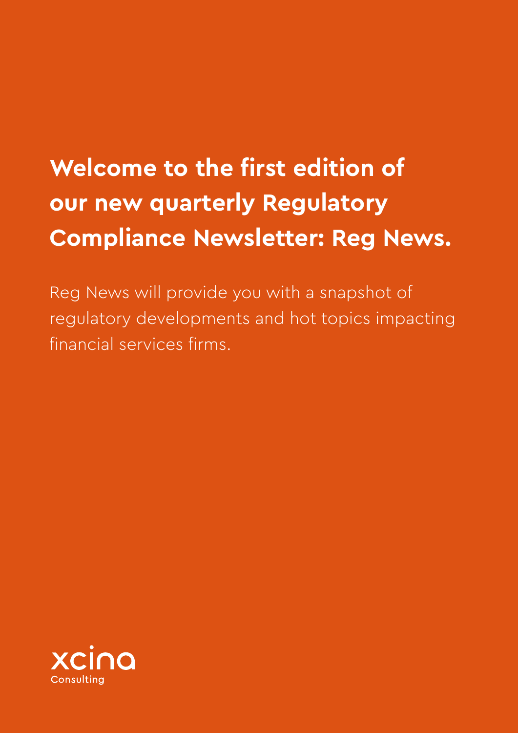# Welcome to the first edition of our new quarterly Regulatory Compliance Newsletter: Reg News.

Reg News will provide you with a snapshot of regulatory developments and hot topics impacting financial services firms.

xcina Consulting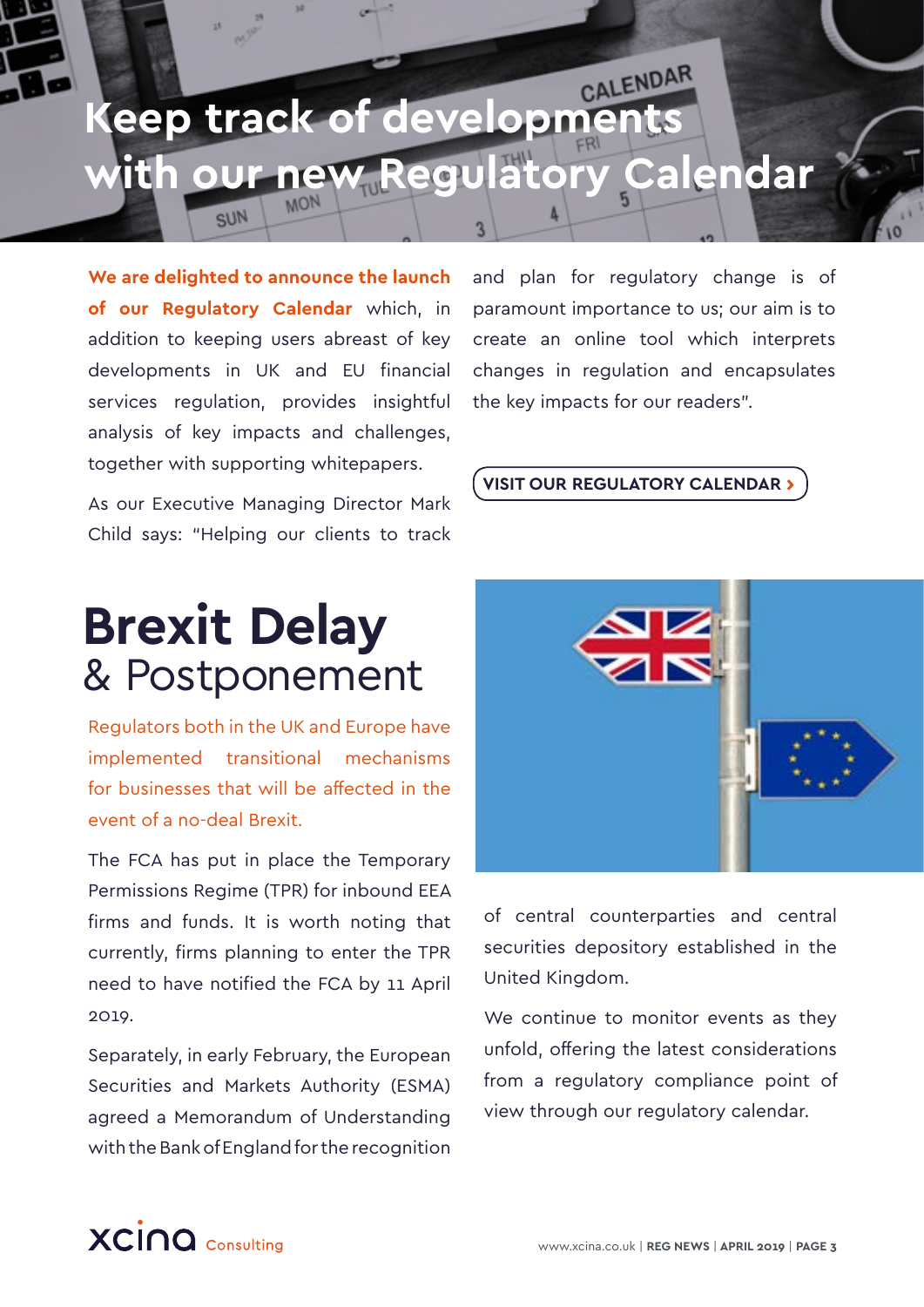# Keep track of developments with our new Regulatory Calendar

**We are delighted to announce the launch of our Regulatory Calendar** which, in addition to keeping users abreast of key developments in UK and EU financial services regulation, provides insightful analysis of key impacts and challenges, together with supporting whitepapers.

As our Executive Managing Director Mark Child says: "Helping our clients to track and plan for regulatory change is of paramount importance to us; our aim is to create an online tool which interprets changes in regulation and encapsulates the key impacts for our readers".

**VISIT OUR REGULATORY CALENDAR ›**

# Brexit Delay & Postponement

Regulators both in the UK and Europe have implemented transitional mechanisms for businesses that will be affected in the event of a no-deal Brexit.

The FCA has put in place the Temporary Permissions Regime (TPR) for inbound EEA firms and funds. It is worth noting that currently, firms planning to enter the TPR need to have notified the FCA by 11 April 2019.

Separately, in early February, the European Securities and Markets Authority (ESMA) agreed a Memorandum of Understanding with the Bank of England for the recognition of central counterparties and central securities depository established in the United Kingdom.

We continue to monitor events as they unfold, offering the latest considerations from a regulatory compliance point of view through our regulatory calendar.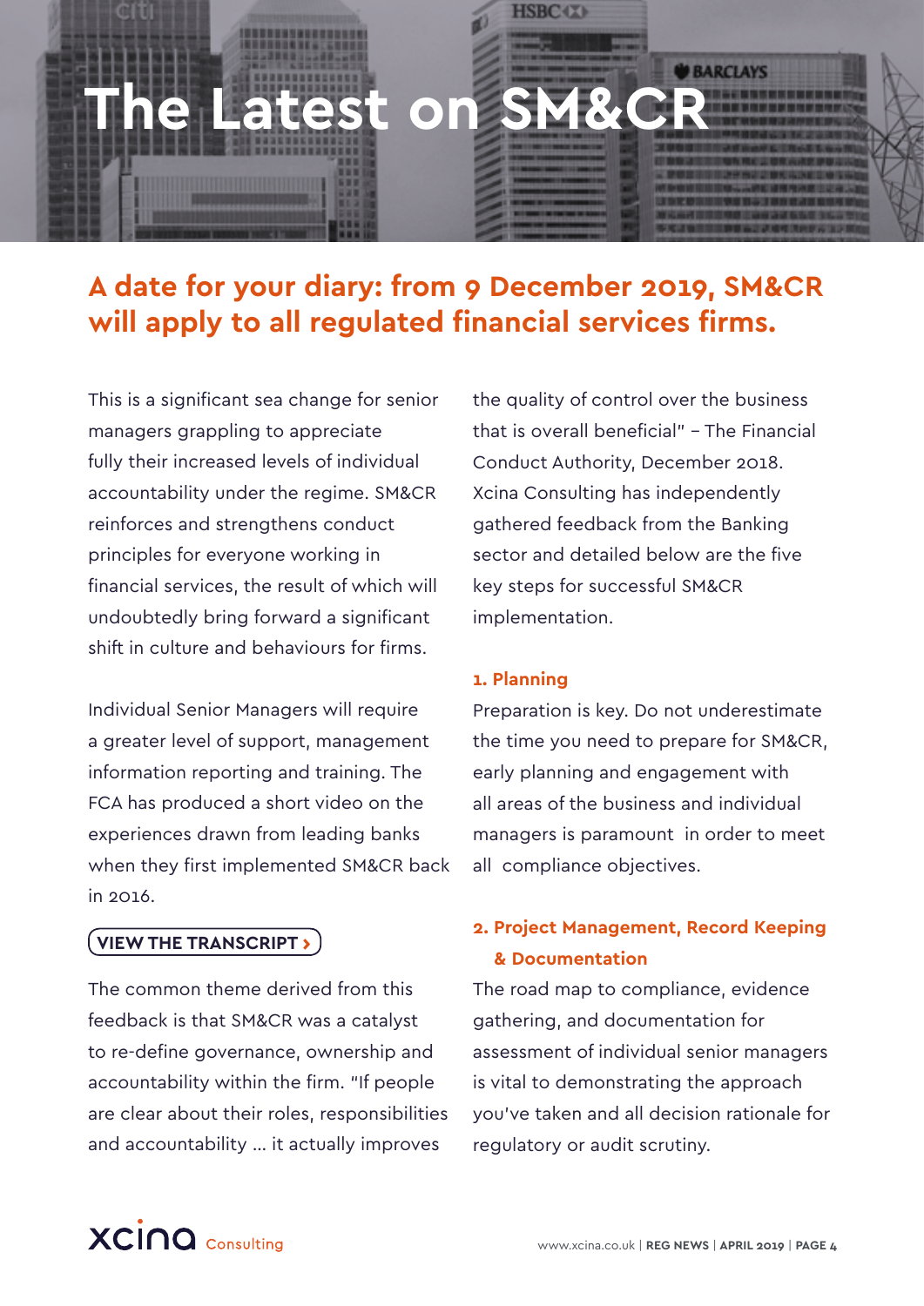# The Latest on SM&CR

## A date for your diary: from 9 December 2019, SM&CR will apply to all regulated financial services firms.

This is a significant sea change for senior managers grappling to appreciate fully their increased levels of individual accountability under the regime. SM&CR reinforces and strengthens conduct principles for everyone working in financial services, the result of which will undoubtedly bring forward a significant shift in culture and behaviours for firms.

Individual Senior Managers will require a greater level of support, management information reporting and training. The FCA has produced a short video on the experiences drawn from leading banks when they first implemented SM&CR back in 2016.

**VIEW THE TRANSCRIPT ›**

The common theme derived from this feedback is that SM&CR was a catalyst to re-define governance, ownership and accountability within the firm. "If people are clear about their roles, responsibilities and accountability ... it actually improves the quality of control over the business that is overall beneficial" – The Financial Conduct Authority, December 2018. Xcina Consulting has independently gathered feedback from the Banking sector and detailed below are the five key steps for successful SM&CR implementation.

### 1. Planning

Preparation is key. Do not underestimate the time you need to prepare for SM&CR, early planning and engagement with all areas of the business and individual managers is paramount in order to meet all compliance objectives.

### 2. Project Management, Record Keeping & Documentation

The road map to compliance, evidence gathering, and documentation for assessment of individual senior managers is vital to demonstrating the approach you've taken and all decision rationale for regulatory or audit scrutiny.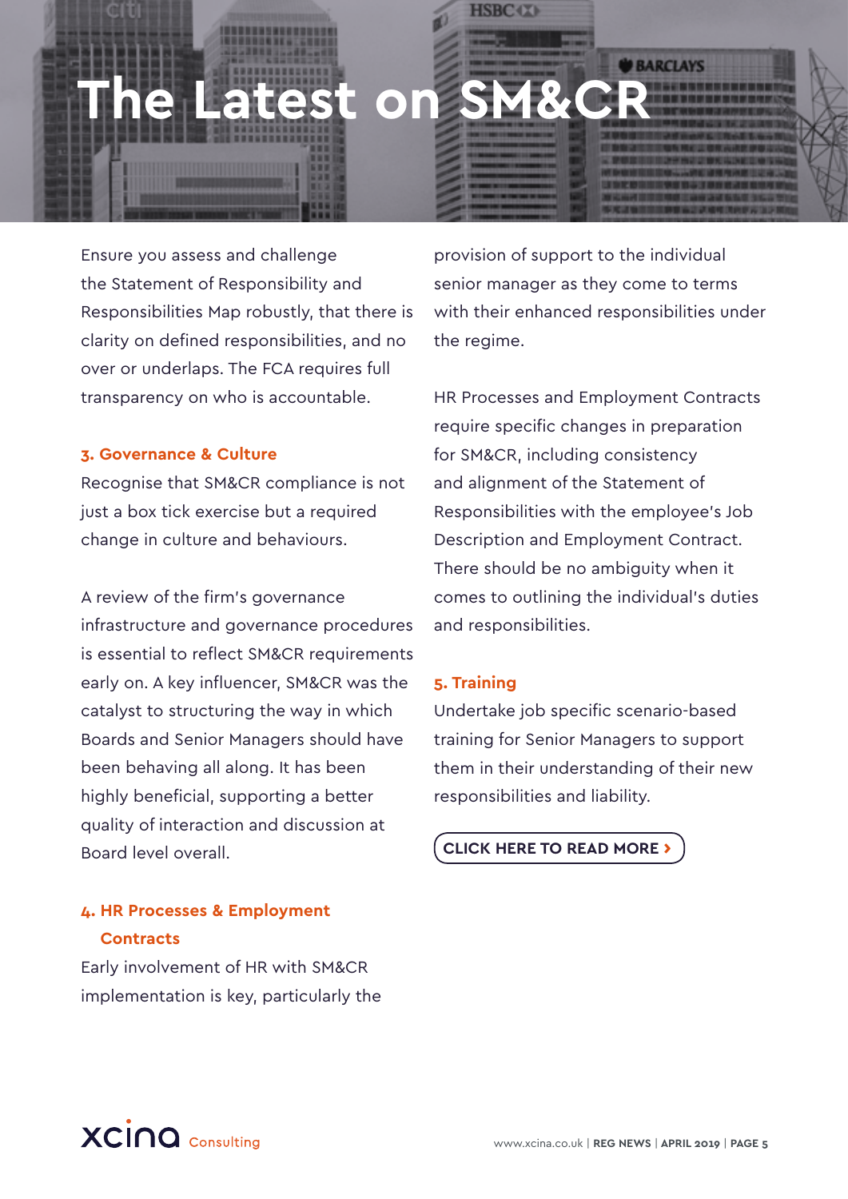# The Latest on SM&CR

Ensure you assess and challenge the Statement of Responsibility and Responsibilities Map robustly, that there is clarity on defined responsibilities, and no over or underlaps. The FCA requires full transparency on who is accountable.

### 3. Governance & Culture

Recognise that SM&CR compliance is not just a box tick exercise but a required change in culture and behaviours.

A review of the firm's governance infrastructure and governance procedures is essential to reflect SM&CR requirements early on. A key influencer, SM&CR was the catalyst to structuring the way in which Boards and Senior Managers should have been behaving all along. It has been highly beneficial, supporting a better quality of interaction and discussion at Board level overall.

### 4. HR Processes & Employment Contracts

Early involvement of HR with SM&CR implementation is key, particularly the provision of support to the individual senior manager as they come to terms with their enhanced responsibilities under the regime.

HR Processes and Employment Contracts require specific changes in preparation for SM&CR, including consistency and alignment of the Statement of Responsibilities with the employee's Job Description and Employment Contract. There should be no ambiguity when it comes to outlining the individual's duties and responsibilities.

### 5. Training

Undertake job specific scenario-based training for Senior Managers to support them in their understanding of their new responsibilities and liability.

**CLICK HERE TO READ MORE ›**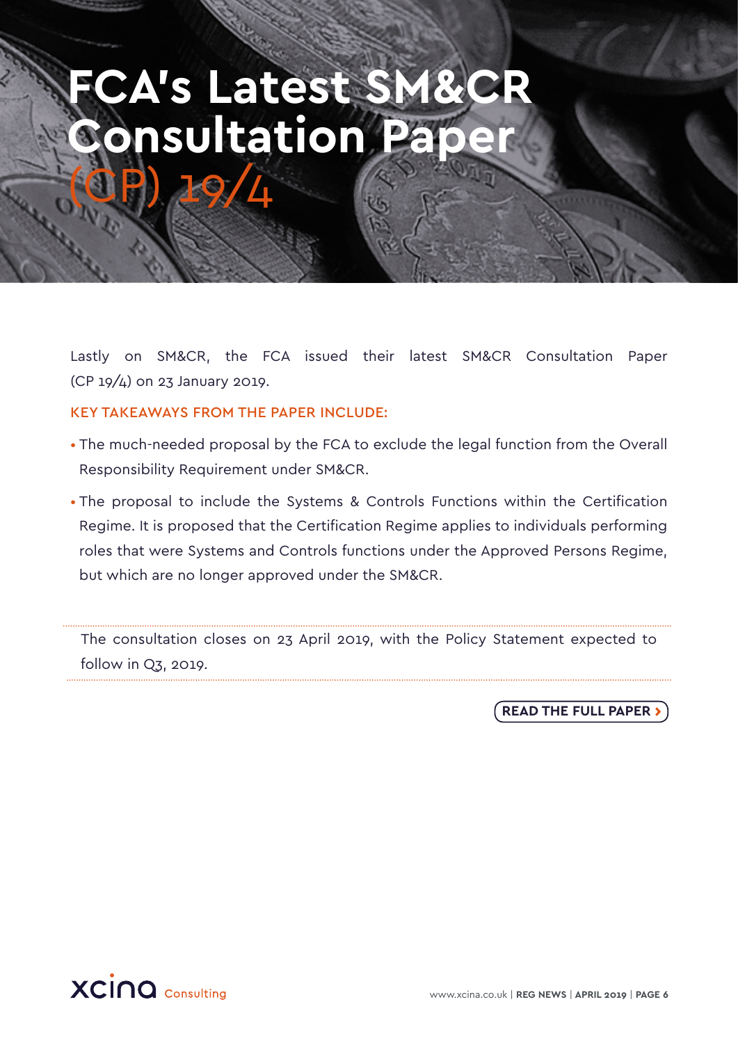# FCA's Latest SM&CR Consultation Paper (CP) 19/4

Lastly on SM&CR, the FCA issued their latest SM&CR Consultation Paper (CP 19/4) on 23 January 2019.

KEY TAKEAWAYS FROM THE PAPER INCLUDE:

- The much-needed proposal by the FCA to exclude the legal function from the Overall Responsibility Requirement under SM&CR.
- The proposal to include the Systems & Controls Functions within the Certification Regime. It is proposed that the Certification Regime applies to individuals performing roles that were Systems and Controls functions under the Approved Persons Regime, but which are no longer approved under the SM&CR.

The consultation closes on 23 April 2019, with the Policy Statement expected to follow in Q3, 2019.

READ THE FULL PAPER >

xcina Consulting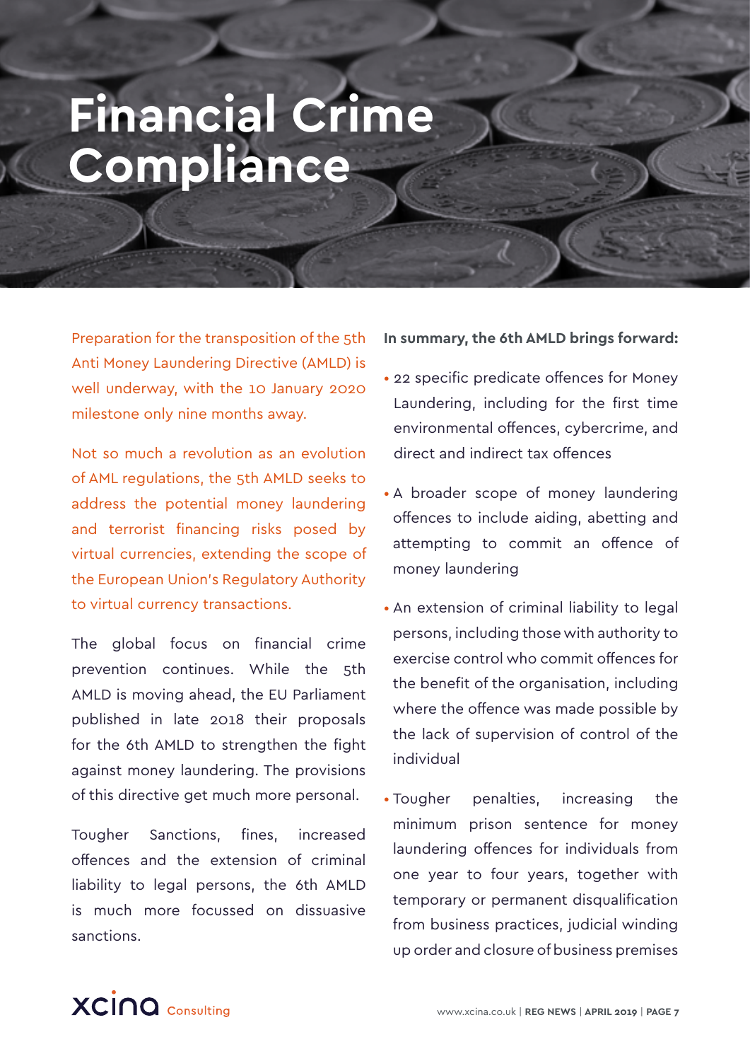# Financial Crime Compliance

Preparation for the transposition of the 5th Anti Money Laundering Directive (AMLD) is well underway, with the 10 January 2020 milestone only nine months away.

Not so much a revolution as an evolution of AML regulations, the 5th AMLD seeks to address the potential money laundering and terrorist financing risks posed by virtual currencies, extending the scope of the European Union's Regulatory Authority to virtual currency transactions.

The global focus on financial crime prevention continues. While the 5th AMLD is moving ahead, the EU Parliament published in late 2018 their proposals for the 6th AMLD to strengthen the fight against money laundering. The provisions of this directive get much more personal.

Tougher Sanctions, fines, increased offences and the extension of criminal liability to legal persons, the 6th AMLD is much more focussed on dissuasive sanctions.

**In summary, the 6th AMLD brings forward:**

- 22 specific predicate offences for Money Laundering, including for the first time environmental offences, cybercrime, and direct and indirect tax offences
- A broader scope of money laundering offences to include aiding, abetting and attempting to commit an offence of money laundering
- An extension of criminal liability to legal persons, including those with authority to exercise control who commit offences for the benefit of the organisation, including where the offence was made possible by the lack of supervision of control of the individual
- Tougher penalties, increasing the minimum prison sentence for money laundering offences for individuals from one year to four years, together with temporary or permanent disqualification from business practices, judicial winding up order and closure of business premises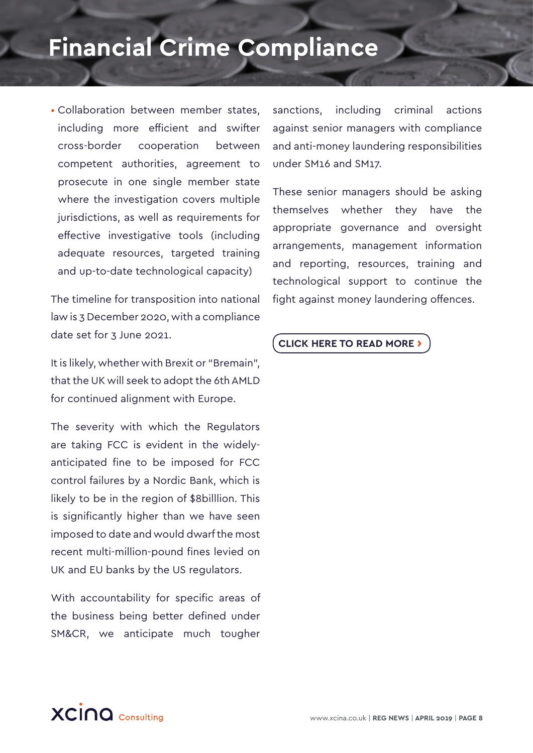# Financial Crime Compliance

- Collaboration between member states, including more efficient and swifter cross-border cooperation between competent authorities, agreement to prosecute in one single member state where the investigation covers multiple jurisdictions, as well as requirements for effective investigative tools (including adequate resources, targeted training and up-to-date technological capacity)

The timeline for transposition into national law is 3 December 2020, with a compliance date set for 3 June 2021.

It is likely, whether with Brexit or "Bremain", that the UK will seek to adopt the 6th AMLD for continued alignment with Europe.

The severity with which the Regulators are taking FCC is evident in the widely-anticipated fine to be imposed for FCC control failures by a Nordic Bank, which is likely to be in the region of $8billlion. This is significantly higher than we have seen imposed to date and would dwarf the most recent multi-million-pound fines levied on UK and EU banks by the US regulators.

With accountability for specific areas of the business being better defined under SM&CR, we anticipate much tougher sanctions, including criminal actions against senior managers with compliance and anti-money laundering responsibilities under SM16 and SM17.

These senior managers should be asking themselves whether they have the appropriate governance and oversight arrangements, management information and reporting, resources, training and technological support to continue the fight against money laundering offences.

**CLICK HERE TO READ MORE ›**

xcina Consulting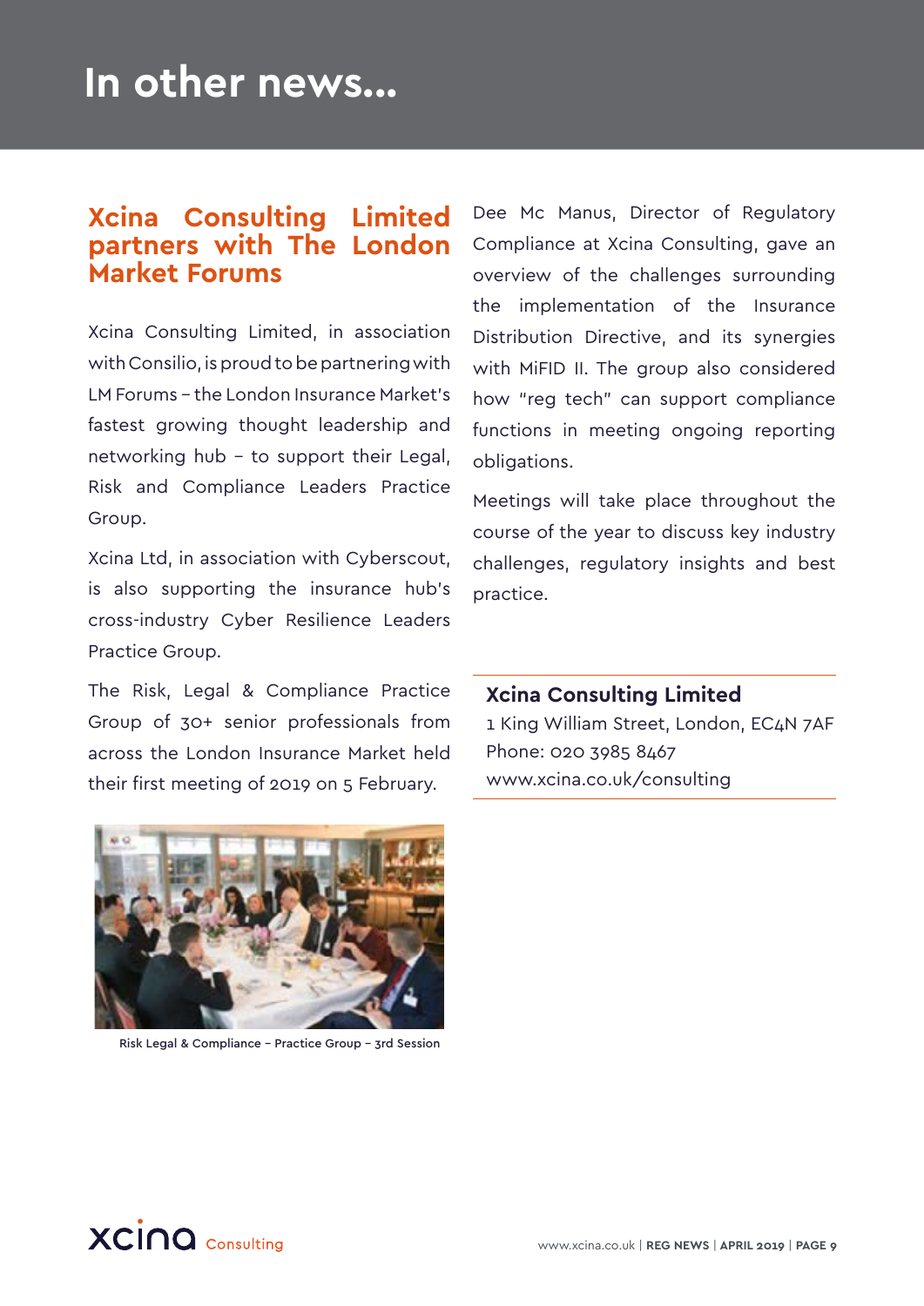# In other news...

## Xcina Consulting Limited partners with The London Market Forums

Xcina Consulting Limited, in association with Consilio, is proud to be partnering with LM Forums – the London Insurance Market's fastest growing thought leadership and networking hub – to support their Legal, Risk and Compliance Leaders Practice Group.

Xcina Ltd, in association with Cyberscout, is also supporting the insurance hub's cross-industry Cyber Resilience Leaders Practice Group.

The Risk, Legal & Compliance Practice Group of 30+ senior professionals from across the London Insurance Market held their first meeting of 2019 on 5 February.

Risk Legal & Compliance – Practice Group – 3rd Session

Dee Mc Manus, Director of Regulatory Compliance at Xcina Consulting, gave an overview of the challenges surrounding the implementation of the Insurance Distribution Directive, and its synergies with MiFID II. The group also considered how "reg tech" can support compliance functions in meeting ongoing reporting obligations.

Meetings will take place throughout the course of the year to discuss key industry challenges, regulatory insights and best practice.

---

**Xcina Consulting Limited**
1 King William Street, London, EC4N 7AF
Phone: 020 3985 8467
www.xcina.co.uk/consulting

---